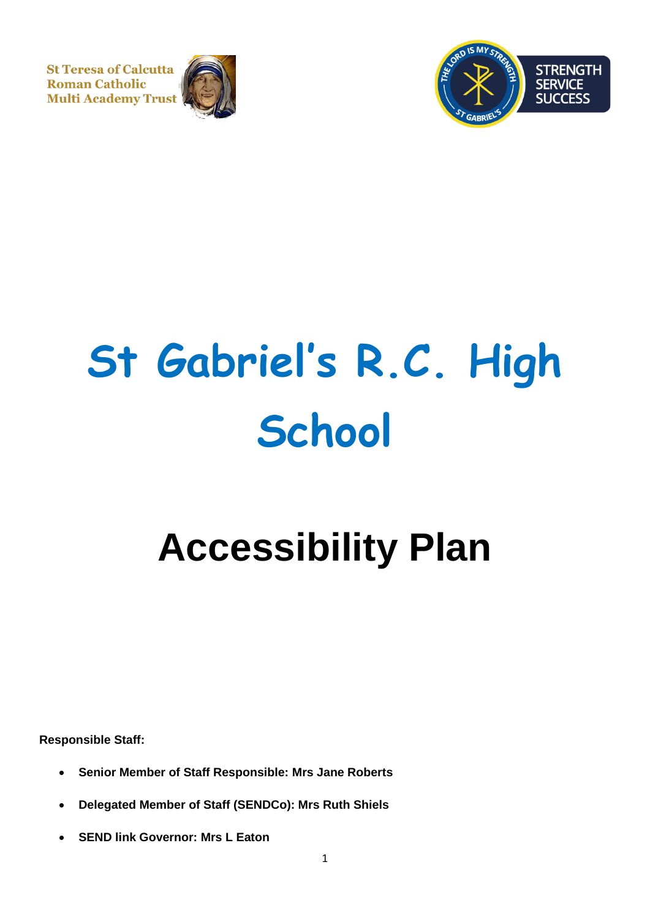St Teresa of Calcutta
Roman Catholic
Multi Academy Trust

THE LORD IS MY STRENGTH
ST GABRIEL'S

STRENGTH
SERVICE
SUCCESS

# St Gabriel's R.C. High School

# Accessibility Plan

**Responsible Staff:**

- **Senior Member of Staff Responsible: Mrs Jane Roberts**
- **Delegated Member of Staff (SENDCo): Mrs Ruth Shiels**
- **SEND link Governor: Mrs L Eaton**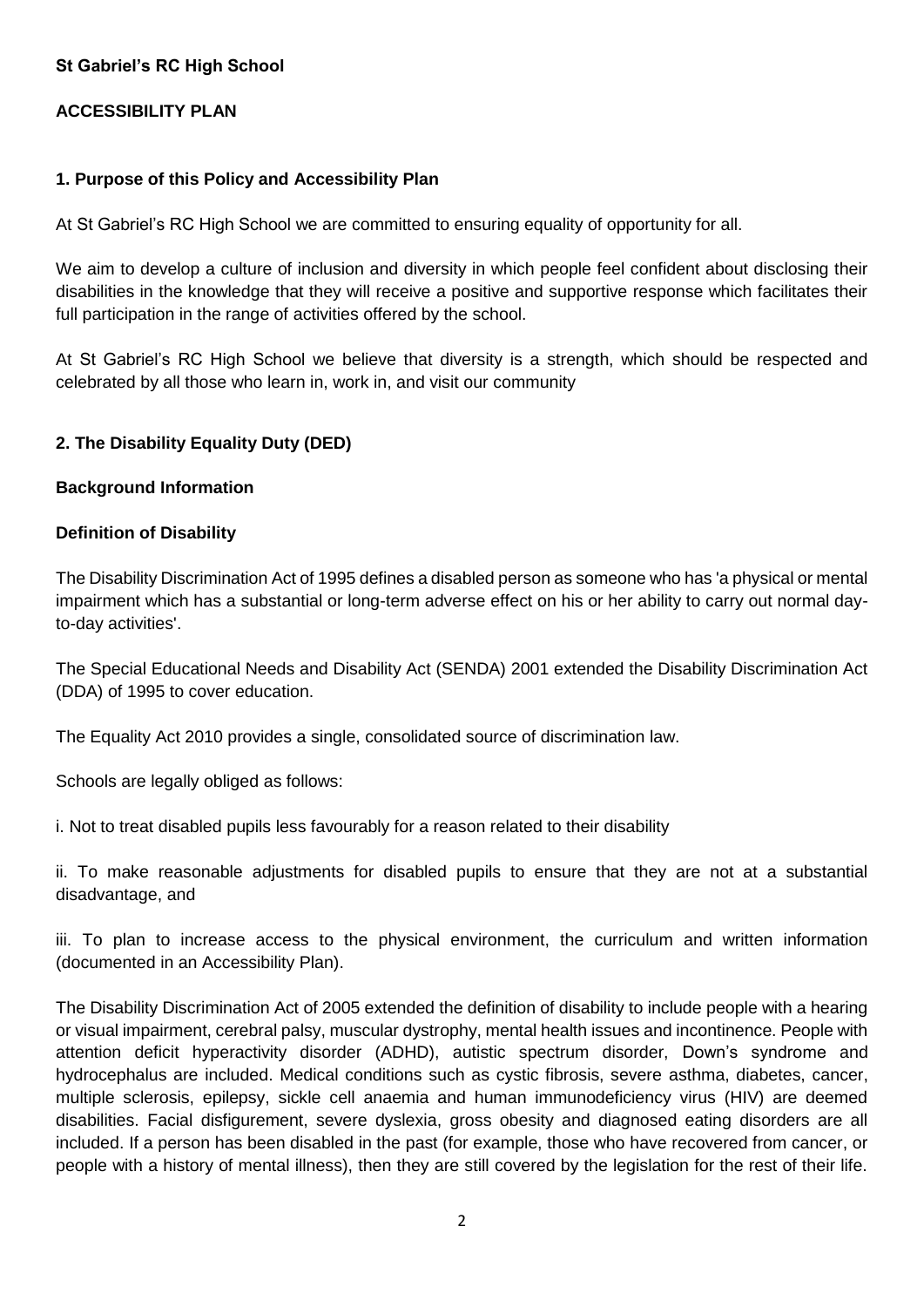**St Gabriel's RC High School**

**ACCESSIBILITY PLAN**

## 1. Purpose of this Policy and Accessibility Plan

At St Gabriel's RC High School we are committed to ensuring equality of opportunity for all.

We aim to develop a culture of inclusion and diversity in which people feel confident about disclosing their disabilities in the knowledge that they will receive a positive and supportive response which facilitates their full participation in the range of activities offered by the school.

At St Gabriel's RC High School we believe that diversity is a strength, which should be respected and celebrated by all those who learn in, work in, and visit our community

## 2. The Disability Equality Duty (DED)

### Background Information

### Definition of Disability

The Disability Discrimination Act of 1995 defines a disabled person as someone who has 'a physical or mental impairment which has a substantial or long-term adverse effect on his or her ability to carry out normal day-to-day activities'.

The Special Educational Needs and Disability Act (SENDA) 2001 extended the Disability Discrimination Act (DDA) of 1995 to cover education.

The Equality Act 2010 provides a single, consolidated source of discrimination law.

Schools are legally obliged as follows:

i. Not to treat disabled pupils less favourably for a reason related to their disability

ii. To make reasonable adjustments for disabled pupils to ensure that they are not at a substantial disadvantage, and

iii. To plan to increase access to the physical environment, the curriculum and written information (documented in an Accessibility Plan).

The Disability Discrimination Act of 2005 extended the definition of disability to include people with a hearing or visual impairment, cerebral palsy, muscular dystrophy, mental health issues and incontinence. People with attention deficit hyperactivity disorder (ADHD), autistic spectrum disorder, Down's syndrome and hydrocephalus are included. Medical conditions such as cystic fibrosis, severe asthma, diabetes, cancer, multiple sclerosis, epilepsy, sickle cell anaemia and human immunodeficiency virus (HIV) are deemed disabilities. Facial disfigurement, severe dyslexia, gross obesity and diagnosed eating disorders are all included. If a person has been disabled in the past (for example, those who have recovered from cancer, or people with a history of mental illness), then they are still covered by the legislation for the rest of their life.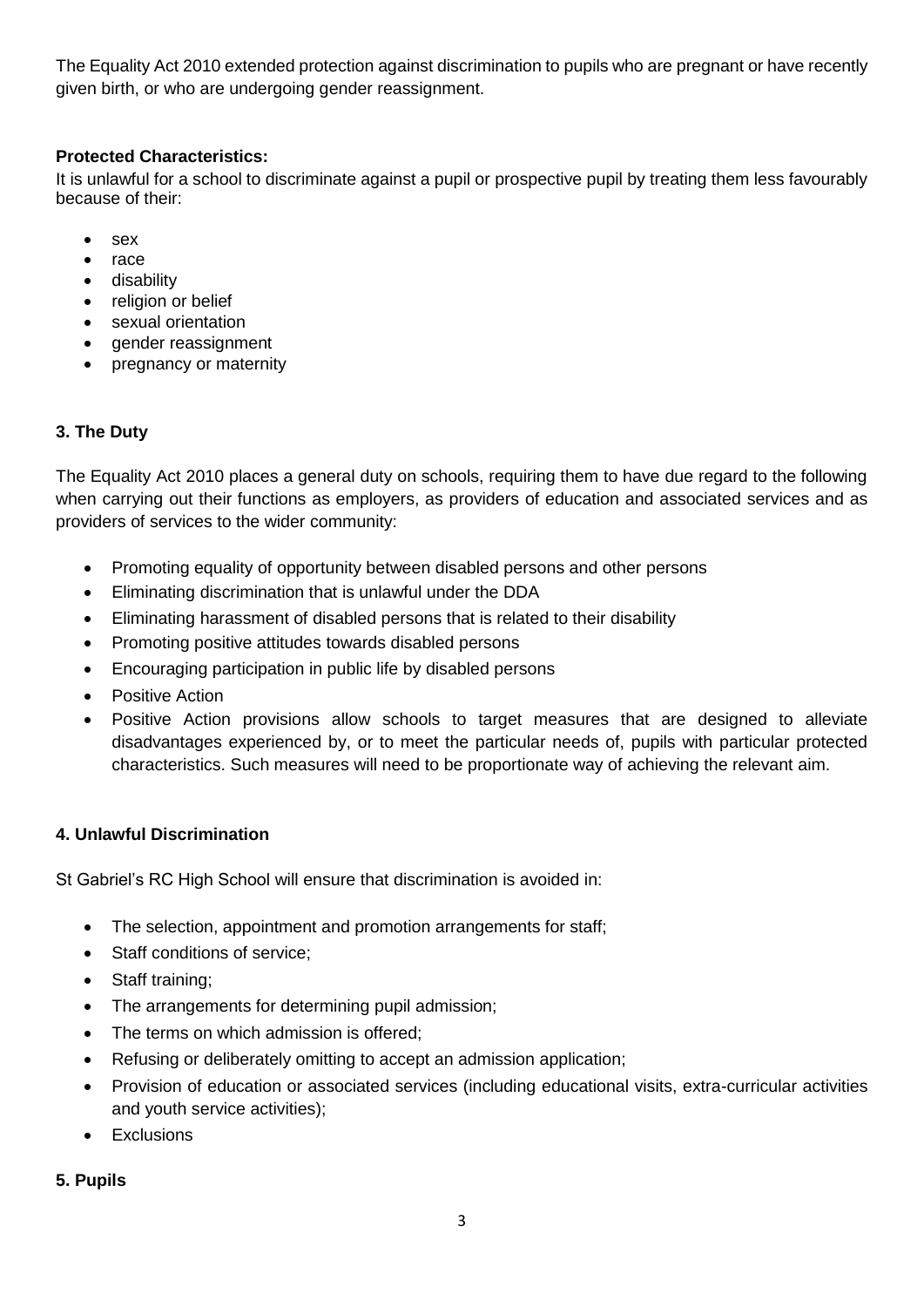The Equality Act 2010 extended protection against discrimination to pupils who are pregnant or have recently given birth, or who are undergoing gender reassignment.

**Protected Characteristics:**
It is unlawful for a school to discriminate against a pupil or prospective pupil by treating them less favourably because of their:

- sex
- race
- disability
- religion or belief
- sexual orientation
- gender reassignment
- pregnancy or maternity

## 3. The Duty

The Equality Act 2010 places a general duty on schools, requiring them to have due regard to the following when carrying out their functions as employers, as providers of education and associated services and as providers of services to the wider community:

- Promoting equality of opportunity between disabled persons and other persons
- Eliminating discrimination that is unlawful under the DDA
- Eliminating harassment of disabled persons that is related to their disability
- Promoting positive attitudes towards disabled persons
- Encouraging participation in public life by disabled persons
- Positive Action
- Positive Action provisions allow schools to target measures that are designed to alleviate disadvantages experienced by, or to meet the particular needs of, pupils with particular protected characteristics. Such measures will need to be proportionate way of achieving the relevant aim.

## 4. Unlawful Discrimination

St Gabriel's RC High School will ensure that discrimination is avoided in:

- The selection, appointment and promotion arrangements for staff;
- Staff conditions of service;
- Staff training;
- The arrangements for determining pupil admission;
- The terms on which admission is offered;
- Refusing or deliberately omitting to accept an admission application;
- Provision of education or associated services (including educational visits, extra-curricular activities and youth service activities);
- Exclusions

## 5. Pupils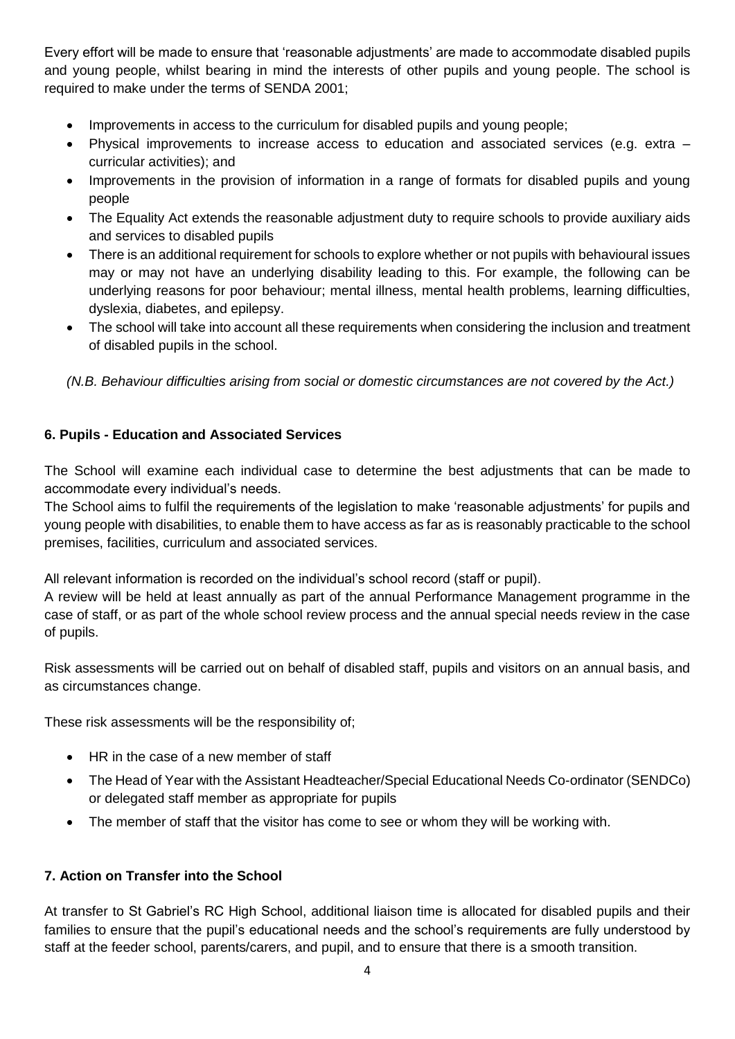Every effort will be made to ensure that 'reasonable adjustments' are made to accommodate disabled pupils and young people, whilst bearing in mind the interests of other pupils and young people. The school is required to make under the terms of SENDA 2001;

- Improvements in access to the curriculum for disabled pupils and young people;
- Physical improvements to increase access to education and associated services (e.g. extra – curricular activities); and
- Improvements in the provision of information in a range of formats for disabled pupils and young people
- The Equality Act extends the reasonable adjustment duty to require schools to provide auxiliary aids and services to disabled pupils
- There is an additional requirement for schools to explore whether or not pupils with behavioural issues may or may not have an underlying disability leading to this. For example, the following can be underlying reasons for poor behaviour; mental illness, mental health problems, learning difficulties, dyslexia, diabetes, and epilepsy.
- The school will take into account all these requirements when considering the inclusion and treatment of disabled pupils in the school.

*(N.B. Behaviour difficulties arising from social or domestic circumstances are not covered by the Act.)*

### 6. Pupils - Education and Associated Services

The School will examine each individual case to determine the best adjustments that can be made to accommodate every individual's needs.

The School aims to fulfil the requirements of the legislation to make 'reasonable adjustments' for pupils and young people with disabilities, to enable them to have access as far as is reasonably practicable to the school premises, facilities, curriculum and associated services.

All relevant information is recorded on the individual's school record (staff or pupil).

A review will be held at least annually as part of the annual Performance Management programme in the case of staff, or as part of the whole school review process and the annual special needs review in the case of pupils.

Risk assessments will be carried out on behalf of disabled staff, pupils and visitors on an annual basis, and as circumstances change.

These risk assessments will be the responsibility of;

- HR in the case of a new member of staff
- The Head of Year with the Assistant Headteacher/Special Educational Needs Co-ordinator (SENDCo) or delegated staff member as appropriate for pupils
- The member of staff that the visitor has come to see or whom they will be working with.

### 7. Action on Transfer into the School

At transfer to St Gabriel's RC High School, additional liaison time is allocated for disabled pupils and their families to ensure that the pupil's educational needs and the school's requirements are fully understood by staff at the feeder school, parents/carers, and pupil, and to ensure that there is a smooth transition.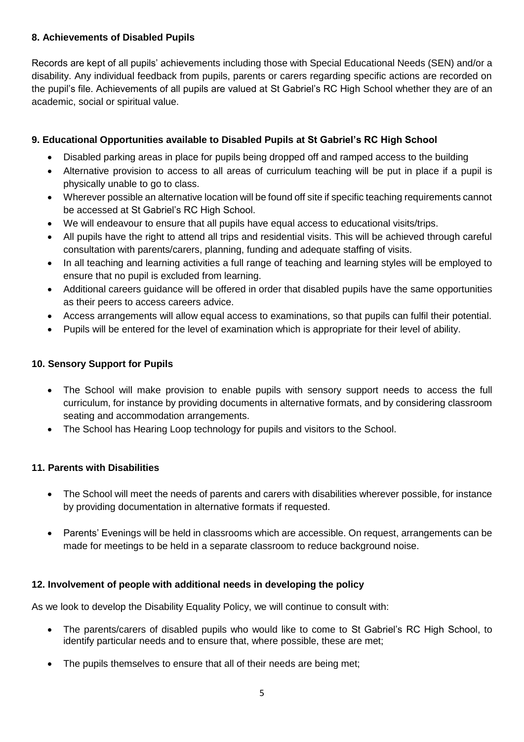### 8. Achievements of Disabled Pupils

Records are kept of all pupils' achievements including those with Special Educational Needs (SEN) and/or a disability. Any individual feedback from pupils, parents or carers regarding specific actions are recorded on the pupil's file. Achievements of all pupils are valued at St Gabriel's RC High School whether they are of an academic, social or spiritual value.

### 9. Educational Opportunities available to Disabled Pupils at St Gabriel's RC High School

- Disabled parking areas in place for pupils being dropped off and ramped access to the building
- Alternative provision to access to all areas of curriculum teaching will be put in place if a pupil is physically unable to go to class.
- Wherever possible an alternative location will be found off site if specific teaching requirements cannot be accessed at St Gabriel's RC High School.
- We will endeavour to ensure that all pupils have equal access to educational visits/trips.
- All pupils have the right to attend all trips and residential visits. This will be achieved through careful consultation with parents/carers, planning, funding and adequate staffing of visits.
- In all teaching and learning activities a full range of teaching and learning styles will be employed to ensure that no pupil is excluded from learning.
- Additional careers guidance will be offered in order that disabled pupils have the same opportunities as their peers to access careers advice.
- Access arrangements will allow equal access to examinations, so that pupils can fulfil their potential.
- Pupils will be entered for the level of examination which is appropriate for their level of ability.

### 10. Sensory Support for Pupils

- The School will make provision to enable pupils with sensory support needs to access the full curriculum, for instance by providing documents in alternative formats, and by considering classroom seating and accommodation arrangements.
- The School has Hearing Loop technology for pupils and visitors to the School.

### 11. Parents with Disabilities

- The School will meet the needs of parents and carers with disabilities wherever possible, for instance by providing documentation in alternative formats if requested.
- Parents' Evenings will be held in classrooms which are accessible. On request, arrangements can be made for meetings to be held in a separate classroom to reduce background noise.

### 12. Involvement of people with additional needs in developing the policy

As we look to develop the Disability Equality Policy, we will continue to consult with:

- The parents/carers of disabled pupils who would like to come to St Gabriel's RC High School, to identify particular needs and to ensure that, where possible, these are met;
- The pupils themselves to ensure that all of their needs are being met;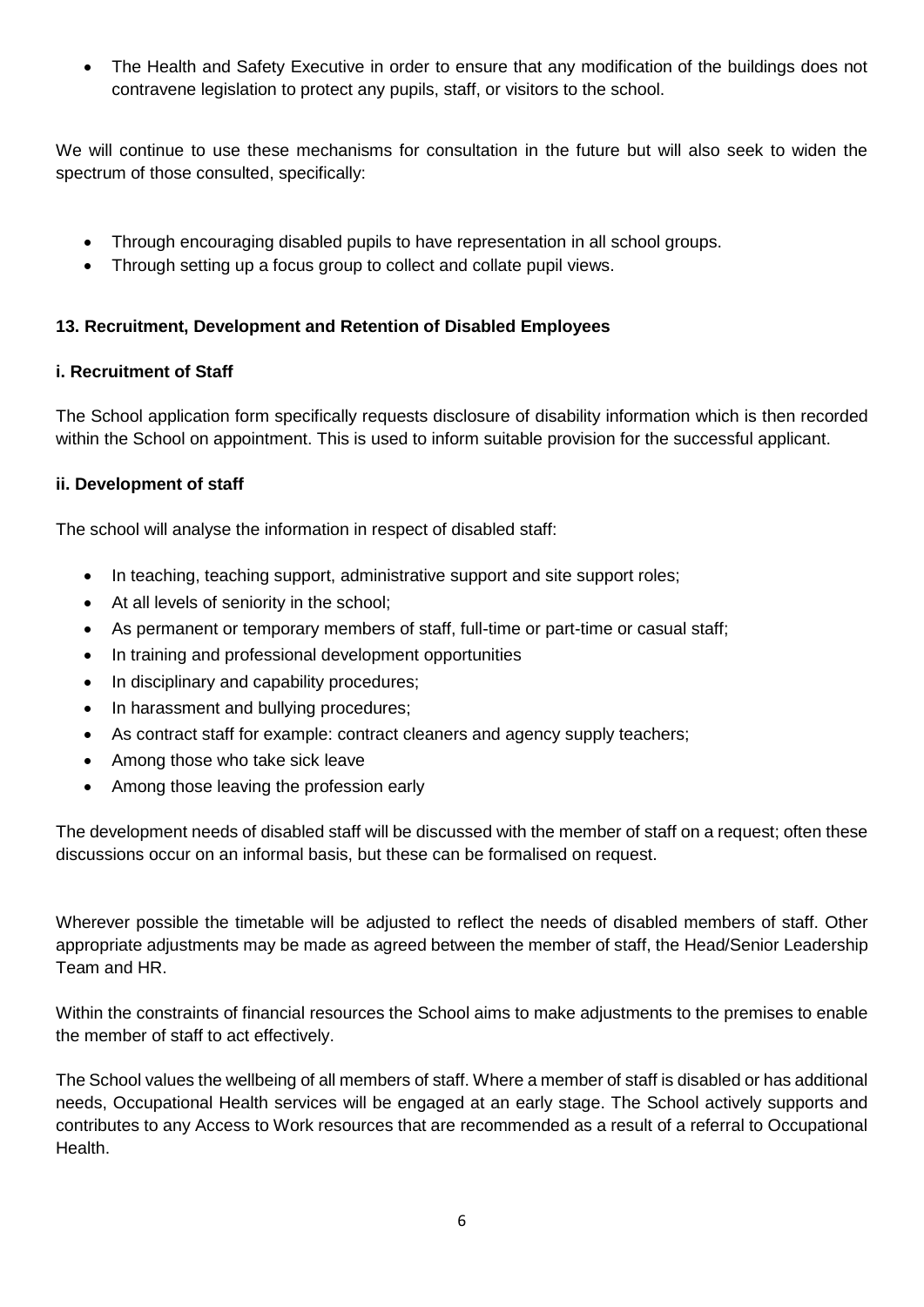- The Health and Safety Executive in order to ensure that any modification of the buildings does not contravene legislation to protect any pupils, staff, or visitors to the school.

We will continue to use these mechanisms for consultation in the future but will also seek to widen the spectrum of those consulted, specifically:

- Through encouraging disabled pupils to have representation in all school groups.
- Through setting up a focus group to collect and collate pupil views.

### 13. Recruitment, Development and Retention of Disabled Employees

#### i. Recruitment of Staff

The School application form specifically requests disclosure of disability information which is then recorded within the School on appointment. This is used to inform suitable provision for the successful applicant.

#### ii. Development of staff

The school will analyse the information in respect of disabled staff:

- In teaching, teaching support, administrative support and site support roles;
- At all levels of seniority in the school;
- As permanent or temporary members of staff, full-time or part-time or casual staff;
- In training and professional development opportunities
- In disciplinary and capability procedures;
- In harassment and bullying procedures;
- As contract staff for example: contract cleaners and agency supply teachers;
- Among those who take sick leave
- Among those leaving the profession early

The development needs of disabled staff will be discussed with the member of staff on a request; often these discussions occur on an informal basis, but these can be formalised on request.

Wherever possible the timetable will be adjusted to reflect the needs of disabled members of staff. Other appropriate adjustments may be made as agreed between the member of staff, the Head/Senior Leadership Team and HR.

Within the constraints of financial resources the School aims to make adjustments to the premises to enable the member of staff to act effectively.

The School values the wellbeing of all members of staff. Where a member of staff is disabled or has additional needs, Occupational Health services will be engaged at an early stage. The School actively supports and contributes to any Access to Work resources that are recommended as a result of a referral to Occupational Health.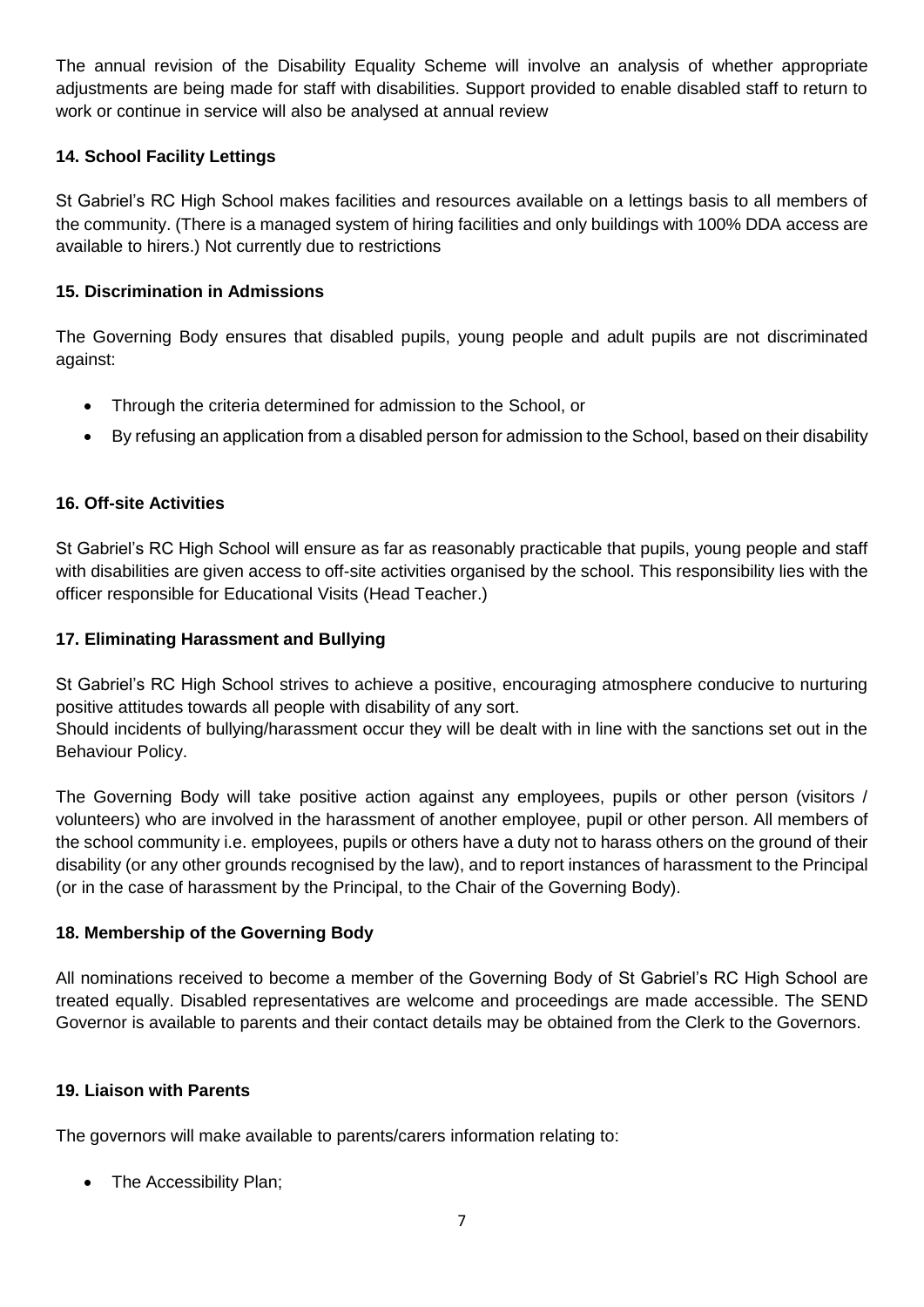The annual revision of the Disability Equality Scheme will involve an analysis of whether appropriate adjustments are being made for staff with disabilities. Support provided to enable disabled staff to return to work or continue in service will also be analysed at annual review

### 14. School Facility Lettings

St Gabriel's RC High School makes facilities and resources available on a lettings basis to all members of the community. (There is a managed system of hiring facilities and only buildings with 100% DDA access are available to hirers.) Not currently due to restrictions

### 15. Discrimination in Admissions

The Governing Body ensures that disabled pupils, young people and adult pupils are not discriminated against:

- Through the criteria determined for admission to the School, or
- By refusing an application from a disabled person for admission to the School, based on their disability

### 16. Off-site Activities

St Gabriel's RC High School will ensure as far as reasonably practicable that pupils, young people and staff with disabilities are given access to off-site activities organised by the school. This responsibility lies with the officer responsible for Educational Visits (Head Teacher.)

### 17. Eliminating Harassment and Bullying

St Gabriel's RC High School strives to achieve a positive, encouraging atmosphere conducive to nurturing positive attitudes towards all people with disability of any sort.
Should incidents of bullying/harassment occur they will be dealt with in line with the sanctions set out in the Behaviour Policy.

The Governing Body will take positive action against any employees, pupils or other person (visitors / volunteers) who are involved in the harassment of another employee, pupil or other person. All members of the school community i.e. employees, pupils or others have a duty not to harass others on the ground of their disability (or any other grounds recognised by the law), and to report instances of harassment to the Principal (or in the case of harassment by the Principal, to the Chair of the Governing Body).

### 18. Membership of the Governing Body

All nominations received to become a member of the Governing Body of St Gabriel's RC High School are treated equally. Disabled representatives are welcome and proceedings are made accessible. The SEND Governor is available to parents and their contact details may be obtained from the Clerk to the Governors.

### 19. Liaison with Parents

The governors will make available to parents/carers information relating to:

- The Accessibility Plan;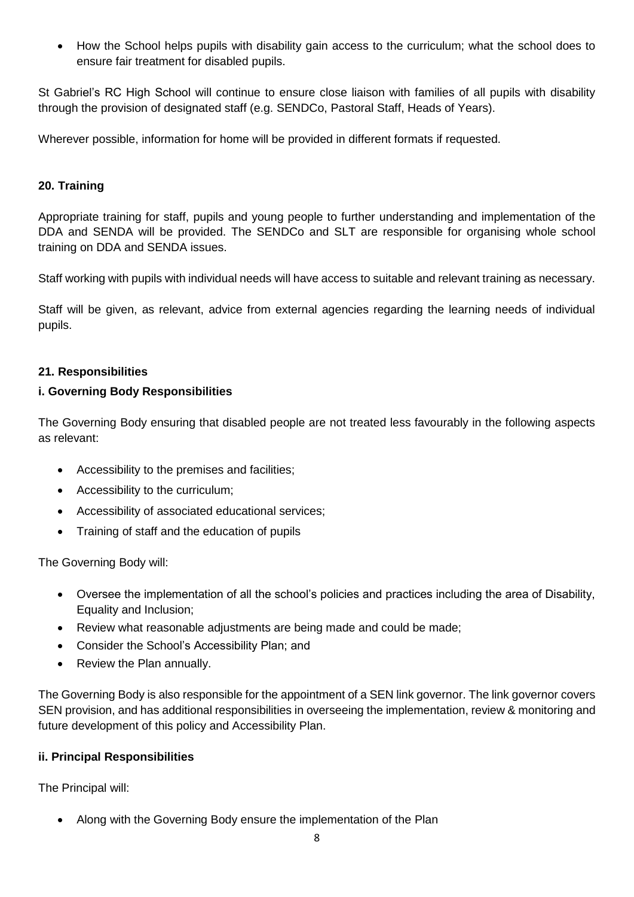- How the School helps pupils with disability gain access to the curriculum; what the school does to ensure fair treatment for disabled pupils.

St Gabriel's RC High School will continue to ensure close liaison with families of all pupils with disability through the provision of designated staff (e.g. SENDCo, Pastoral Staff, Heads of Years).

Wherever possible, information for home will be provided in different formats if requested.

## 20. Training

Appropriate training for staff, pupils and young people to further understanding and implementation of the DDA and SENDA will be provided. The SENDCo and SLT are responsible for organising whole school training on DDA and SENDA issues.

Staff working with pupils with individual needs will have access to suitable and relevant training as necessary.

Staff will be given, as relevant, advice from external agencies regarding the learning needs of individual pupils.

## 21. Responsibilities

### i. Governing Body Responsibilities

The Governing Body ensuring that disabled people are not treated less favourably in the following aspects as relevant:

- Accessibility to the premises and facilities;
- Accessibility to the curriculum;
- Accessibility of associated educational services;
- Training of staff and the education of pupils

The Governing Body will:

- Oversee the implementation of all the school's policies and practices including the area of Disability, Equality and Inclusion;
- Review what reasonable adjustments are being made and could be made;
- Consider the School's Accessibility Plan; and
- Review the Plan annually.

The Governing Body is also responsible for the appointment of a SEN link governor. The link governor covers SEN provision, and has additional responsibilities in overseeing the implementation, review & monitoring and future development of this policy and Accessibility Plan.

### ii. Principal Responsibilities

The Principal will:

- Along with the Governing Body ensure the implementation of the Plan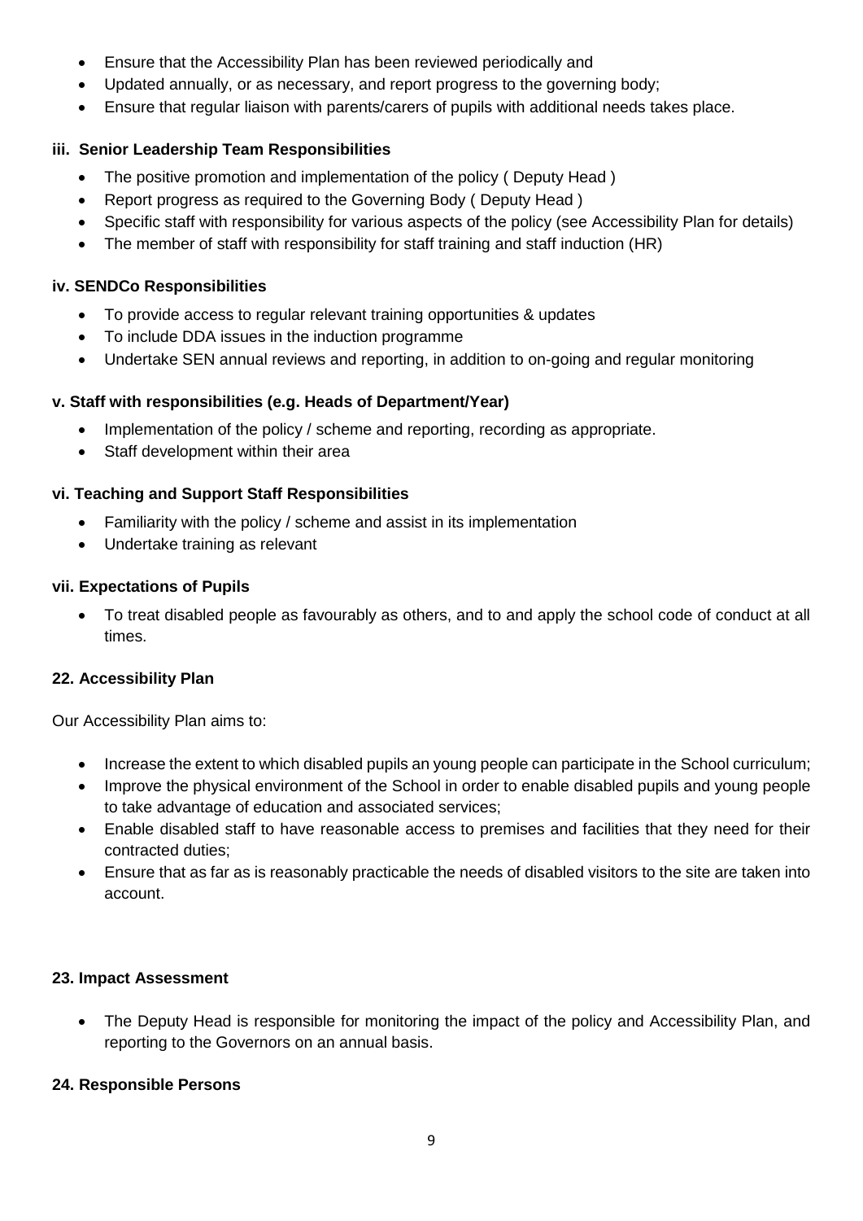- Ensure that the Accessibility Plan has been reviewed periodically and
- Updated annually, or as necessary, and report progress to the governing body;
- Ensure that regular liaison with parents/carers of pupils with additional needs takes place.

### iii. Senior Leadership Team Responsibilities

- The positive promotion and implementation of the policy ( Deputy Head )
- Report progress as required to the Governing Body ( Deputy Head )
- Specific staff with responsibility for various aspects of the policy (see Accessibility Plan for details)
- The member of staff with responsibility for staff training and staff induction (HR)

### iv. SENDCo Responsibilities

- To provide access to regular relevant training opportunities & updates
- To include DDA issues in the induction programme
- Undertake SEN annual reviews and reporting, in addition to on-going and regular monitoring

### v. Staff with responsibilities (e.g. Heads of Department/Year)

- Implementation of the policy / scheme and reporting, recording as appropriate.
- Staff development within their area

### vi. Teaching and Support Staff Responsibilities

- Familiarity with the policy / scheme and assist in its implementation
- Undertake training as relevant

### vii. Expectations of Pupils

- To treat disabled people as favourably as others, and to and apply the school code of conduct at all times.

## 22. Accessibility Plan

Our Accessibility Plan aims to:

- Increase the extent to which disabled pupils an young people can participate in the School curriculum;
- Improve the physical environment of the School in order to enable disabled pupils and young people to take advantage of education and associated services;
- Enable disabled staff to have reasonable access to premises and facilities that they need for their contracted duties;
- Ensure that as far as is reasonably practicable the needs of disabled visitors to the site are taken into account.

## 23. Impact Assessment

- The Deputy Head is responsible for monitoring the impact of the policy and Accessibility Plan, and reporting to the Governors on an annual basis.

## 24. Responsible Persons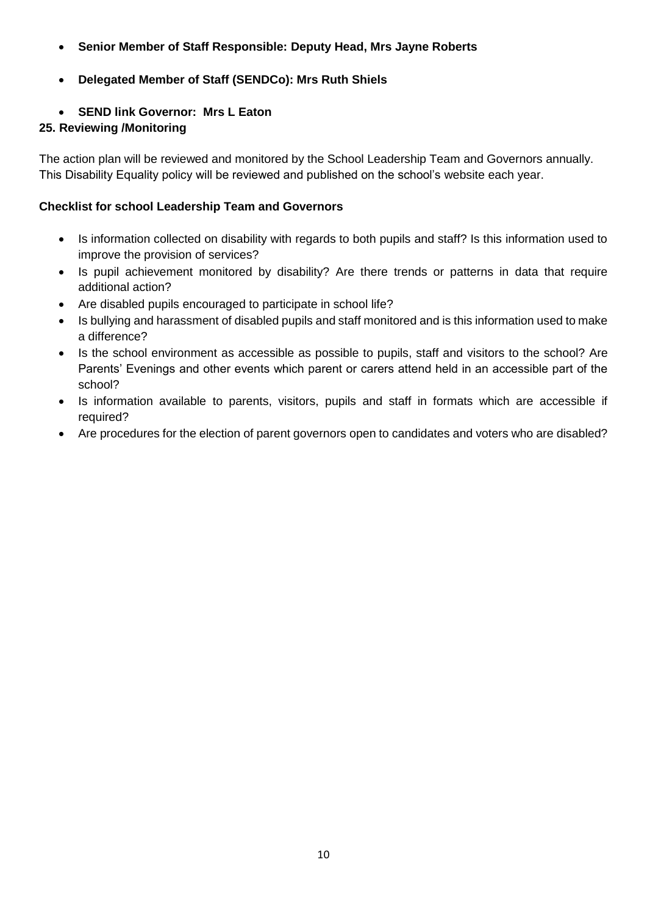- **Senior Member of Staff Responsible: Deputy Head, Mrs Jayne Roberts**
- **Delegated Member of Staff (SENDCo): Mrs Ruth Shiels**
- **SEND link Governor: Mrs L Eaton**

## 25. Reviewing /Monitoring

The action plan will be reviewed and monitored by the School Leadership Team and Governors annually. This Disability Equality policy will be reviewed and published on the school's website each year.

**Checklist for school Leadership Team and Governors**

- Is information collected on disability with regards to both pupils and staff? Is this information used to improve the provision of services?
- Is pupil achievement monitored by disability? Are there trends or patterns in data that require additional action?
- Are disabled pupils encouraged to participate in school life?
- Is bullying and harassment of disabled pupils and staff monitored and is this information used to make a difference?
- Is the school environment as accessible as possible to pupils, staff and visitors to the school? Are Parents' Evenings and other events which parent or carers attend held in an accessible part of the school?
- Is information available to parents, visitors, pupils and staff in formats which are accessible if required?
- Are procedures for the election of parent governors open to candidates and voters who are disabled?